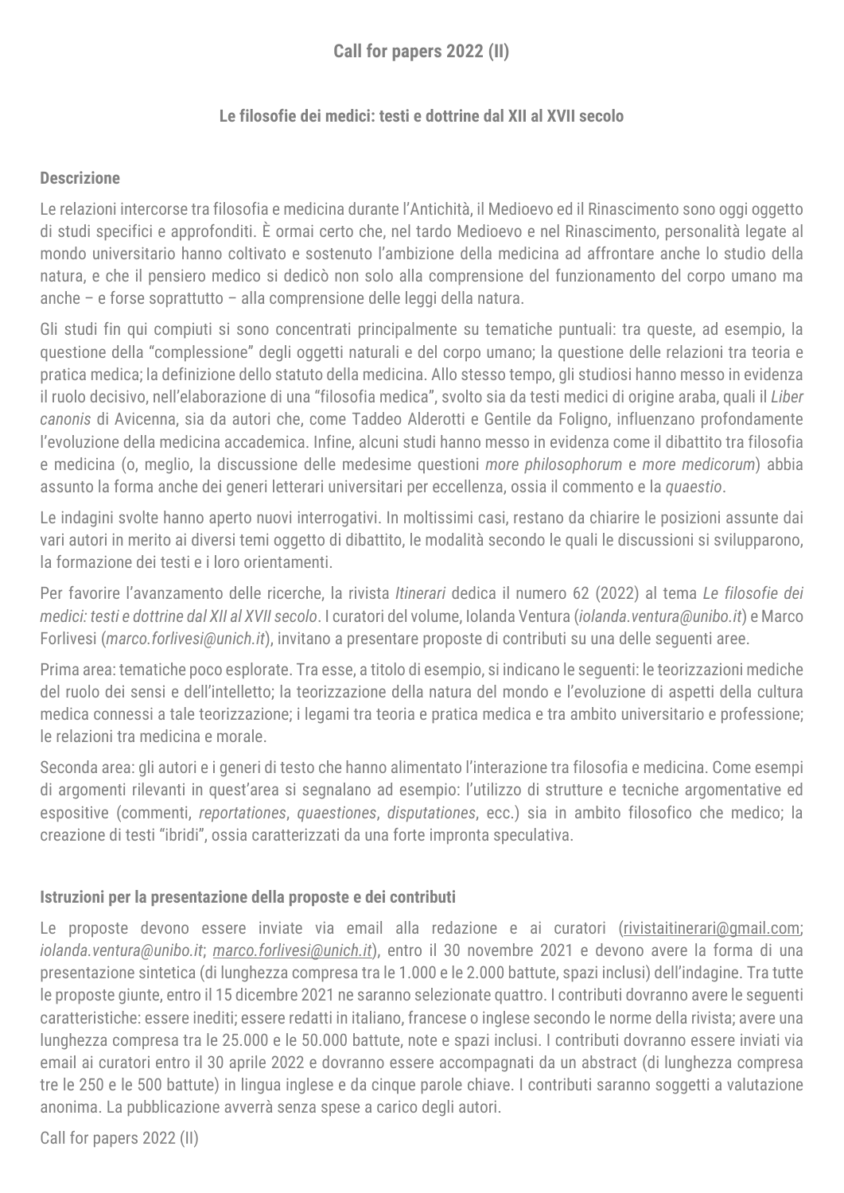## Call for papers 2022 (II)

### Le filosofie dei medici: testi e dottrine dal XII al XVII secolo

**Descrizione**

Le relazioni intercorse tra filosofia e medicina durante l'Antichità, il Medioevo ed il Rinascimento sono oggi oggetto di studi specifici e approfonditi. È ormai certo che, nel tardo Medioevo e nel Rinascimento, personalità legate al mondo universitario hanno coltivato e sostenuto l'ambizione della medicina ad affrontare anche lo studio della natura, e che il pensiero medico si dedicò non solo alla comprensione del funzionamento del corpo umano ma anche – e forse soprattutto – alla comprensione delle leggi della natura.

Gli studi fin qui compiuti si sono concentrati principalmente su tematiche puntuali: tra queste, ad esempio, la questione della "complessione" degli oggetti naturali e del corpo umano; la questione delle relazioni tra teoria e pratica medica; la definizione dello statuto della medicina. Allo stesso tempo, gli studiosi hanno messo in evidenza il ruolo decisivo, nell'elaborazione di una "filosofia medica", svolto sia da testi medici di origine araba, quali il *Liber canonis* di Avicenna, sia da autori che, come Taddeo Alderotti e Gentile da Foligno, influenzano profondamente l'evoluzione della medicina accademica. Infine, alcuni studi hanno messo in evidenza come il dibattito tra filosofia e medicina (o, meglio, la discussione delle medesime questioni *more philosophorum* e *more medicorum*) abbia assunto la forma anche dei generi letterari universitari per eccellenza, ossia il commento e la *quaestio*.

Le indagini svolte hanno aperto nuovi interrogativi. In moltissimi casi, restano da chiarire le posizioni assunte dai vari autori in merito ai diversi temi oggetto di dibattito, le modalità secondo le quali le discussioni si svilupparono, la formazione dei testi e i loro orientamenti.

Per favorire l'avanzamento delle ricerche, la rivista *Itinerari* dedica il numero 62 (2022) al tema *Le filosofie dei medici: testi e dottrine dal XII al XVII secolo*. I curatori del volume, Iolanda Ventura (*iolanda.ventura@unibo.it*) e Marco Forlivesi (*marco.forlivesi@unich.it*), invitano a presentare proposte di contributi su una delle seguenti aree.

Prima area: tematiche poco esplorate. Tra esse, a titolo di esempio, si indicano le seguenti: le teorizzazioni mediche del ruolo dei sensi e dell'intelletto; la teorizzazione della natura del mondo e l'evoluzione di aspetti della cultura medica connessi a tale teorizzazione; i legami tra teoria e pratica medica e tra ambito universitario e professione; le relazioni tra medicina e morale.

Seconda area: gli autori e i generi di testo che hanno alimentato l'interazione tra filosofia e medicina. Come esempi di argomenti rilevanti in quest'area si segnalano ad esempio: l'utilizzo di strutture e tecniche argomentative ed espositive (commenti, *reportationes*, *quaestiones*, *disputationes*, ecc.) sia in ambito filosofico che medico; la creazione di testi "ibridi", ossia caratterizzati da una forte impronta speculativa.

**Istruzioni per la presentazione della proposte e dei contributi**

Le proposte devono essere inviate via email alla redazione e ai curatori (rivistaitinerari@gmail.com; *iolanda.ventura@unibo.it*; *marco.forlivesi@unich.it*), entro il 30 novembre 2021 e devono avere la forma di una presentazione sintetica (di lunghezza compresa tra le 1.000 e le 2.000 battute, spazi inclusi) dell'indagine. Tra tutte le proposte giunte, entro il 15 dicembre 2021 ne saranno selezionate quattro. I contributi dovranno avere le seguenti caratteristiche: essere inediti; essere redatti in italiano, francese o inglese secondo le norme della rivista; avere una lunghezza compresa tra le 25.000 e le 50.000 battute, note e spazi inclusi. I contributi dovranno essere inviati via email ai curatori entro il 30 aprile 2022 e dovranno essere accompagnati da un abstract (di lunghezza compresa tre le 250 e le 500 battute) in lingua inglese e da cinque parole chiave. I contributi saranno soggetti a valutazione anonima. La pubblicazione avverrà senza spese a carico degli autori.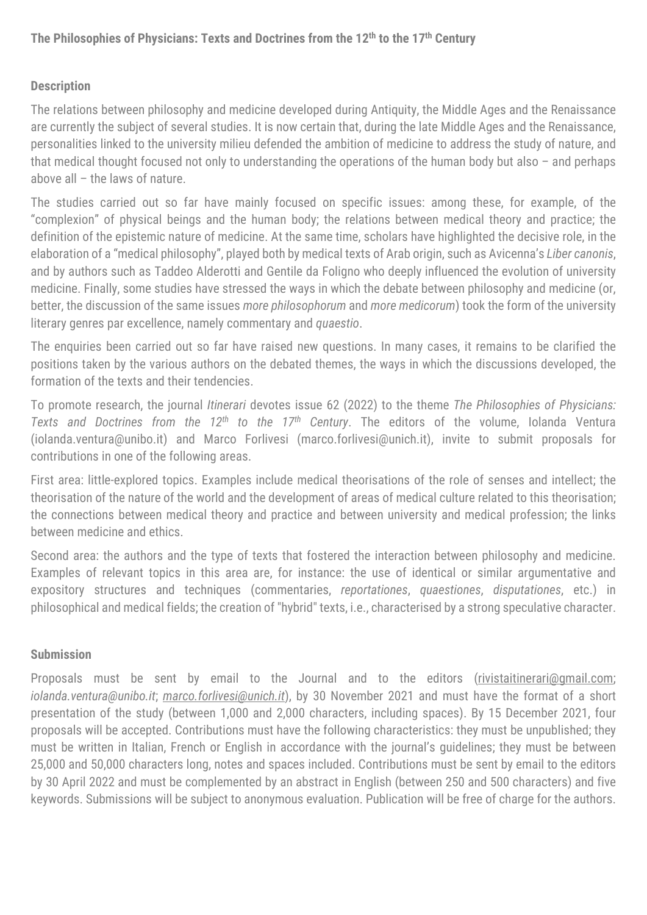### The Philosophies of Physicians: Texts and Doctrines from the 12th to the 17th Century

#### Description

The relations between philosophy and medicine developed during Antiquity, the Middle Ages and the Renaissance are currently the subject of several studies. It is now certain that, during the late Middle Ages and the Renaissance, personalities linked to the university milieu defended the ambition of medicine to address the study of nature, and that medical thought focused not only to understanding the operations of the human body but also – and perhaps above all – the laws of nature.

The studies carried out so far have mainly focused on specific issues: among these, for example, of the "complexion" of physical beings and the human body; the relations between medical theory and practice; the definition of the epistemic nature of medicine. At the same time, scholars have highlighted the decisive role, in the elaboration of a "medical philosophy", played both by medical texts of Arab origin, such as Avicenna's *Liber canonis*, and by authors such as Taddeo Alderotti and Gentile da Foligno who deeply influenced the evolution of university medicine. Finally, some studies have stressed the ways in which the debate between philosophy and medicine (or, better, the discussion of the same issues *more philosophorum* and *more medicorum*) took the form of the university literary genres par excellence, namely commentary and *quaestio*.

The enquiries been carried out so far have raised new questions. In many cases, it remains to be clarified the positions taken by the various authors on the debated themes, the ways in which the discussions developed, the formation of the texts and their tendencies.

To promote research, the journal *Itinerari* devotes issue 62 (2022) to the theme *The Philosophies of Physicians: Texts and Doctrines from the 12th to the 17th Century*. The editors of the volume, Iolanda Ventura (iolanda.ventura@unibo.it) and Marco Forlivesi (marco.forlivesi@unich.it), invite to submit proposals for contributions in one of the following areas.

First area: little-explored topics. Examples include medical theorisations of the role of senses and intellect; the theorisation of the nature of the world and the development of areas of medical culture related to this theorisation; the connections between medical theory and practice and between university and medical profession; the links between medicine and ethics.

Second area: the authors and the type of texts that fostered the interaction between philosophy and medicine. Examples of relevant topics in this area are, for instance: the use of identical or similar argumentative and expository structures and techniques (commentaries, *reportationes*, *quaestiones*, *disputationes*, etc.) in philosophical and medical fields; the creation of "hybrid" texts, i.e., characterised by a strong speculative character.

#### Submission

Proposals must be sent by email to the Journal and to the editors (rivistaitinerari@gmail.com; *iolanda.ventura@unibo.it*; *marco.forlivesi@unich.it*), by 30 November 2021 and must have the format of a short presentation of the study (between 1,000 and 2,000 characters, including spaces). By 15 December 2021, four proposals will be accepted. Contributions must have the following characteristics: they must be unpublished; they must be written in Italian, French or English in accordance with the journal's guidelines; they must be between 25,000 and 50,000 characters long, notes and spaces included. Contributions must be sent by email to the editors by 30 April 2022 and must be complemented by an abstract in English (between 250 and 500 characters) and five keywords. Submissions will be subject to anonymous evaluation. Publication will be free of charge for the authors.